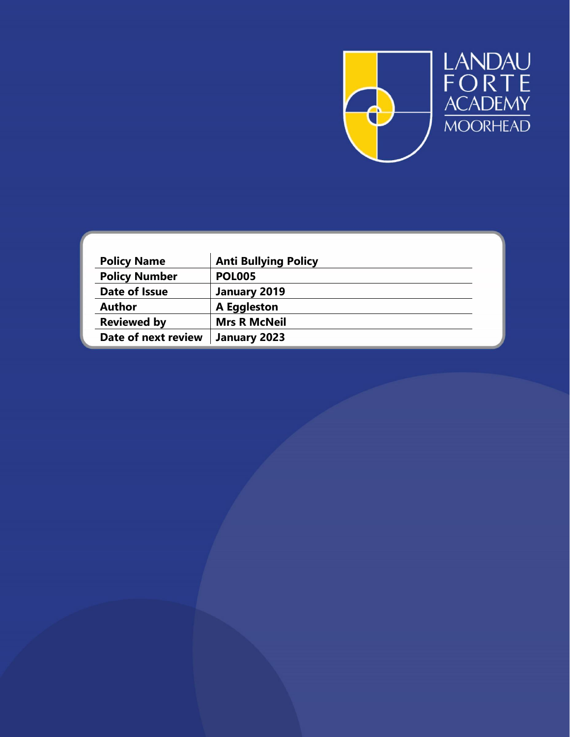LANDAU FORTE ACADEMY MOORHEAD

| | |
|---|---|
| **Policy Name** | **Anti Bullying Policy** |
| **Policy Number** | **POL005** |
| **Date of Issue** | **January 2019** |
| **Author** | **A Eggleston** |
| **Reviewed by** | **Mrs R McNeil** |
| **Date of next review** | **January 2023** |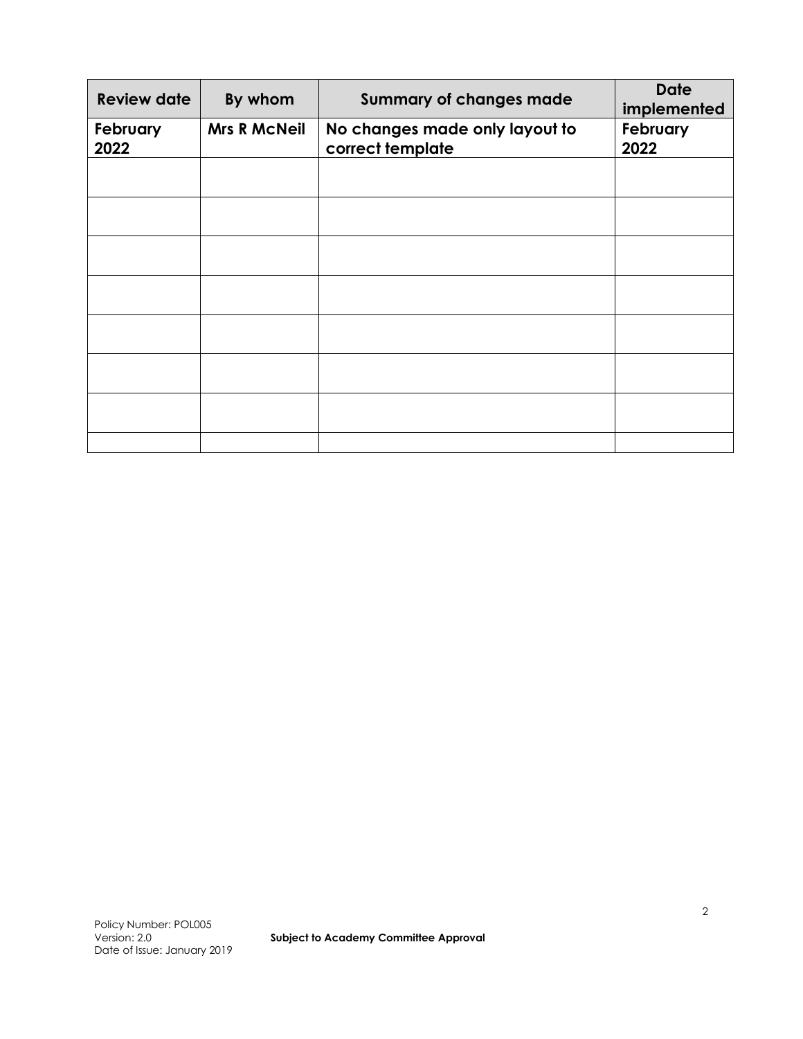| Review date | By whom | Summary of changes made | Date implemented |
|---|---|---|---|
| **February 2022** | **Mrs R McNeil** | **No changes made only layout to correct template** | **February 2022** |
| | | | |
| | | | |
| | | | |
| | | | |
| | | | |
| | | | |
| | | | |
| | | | |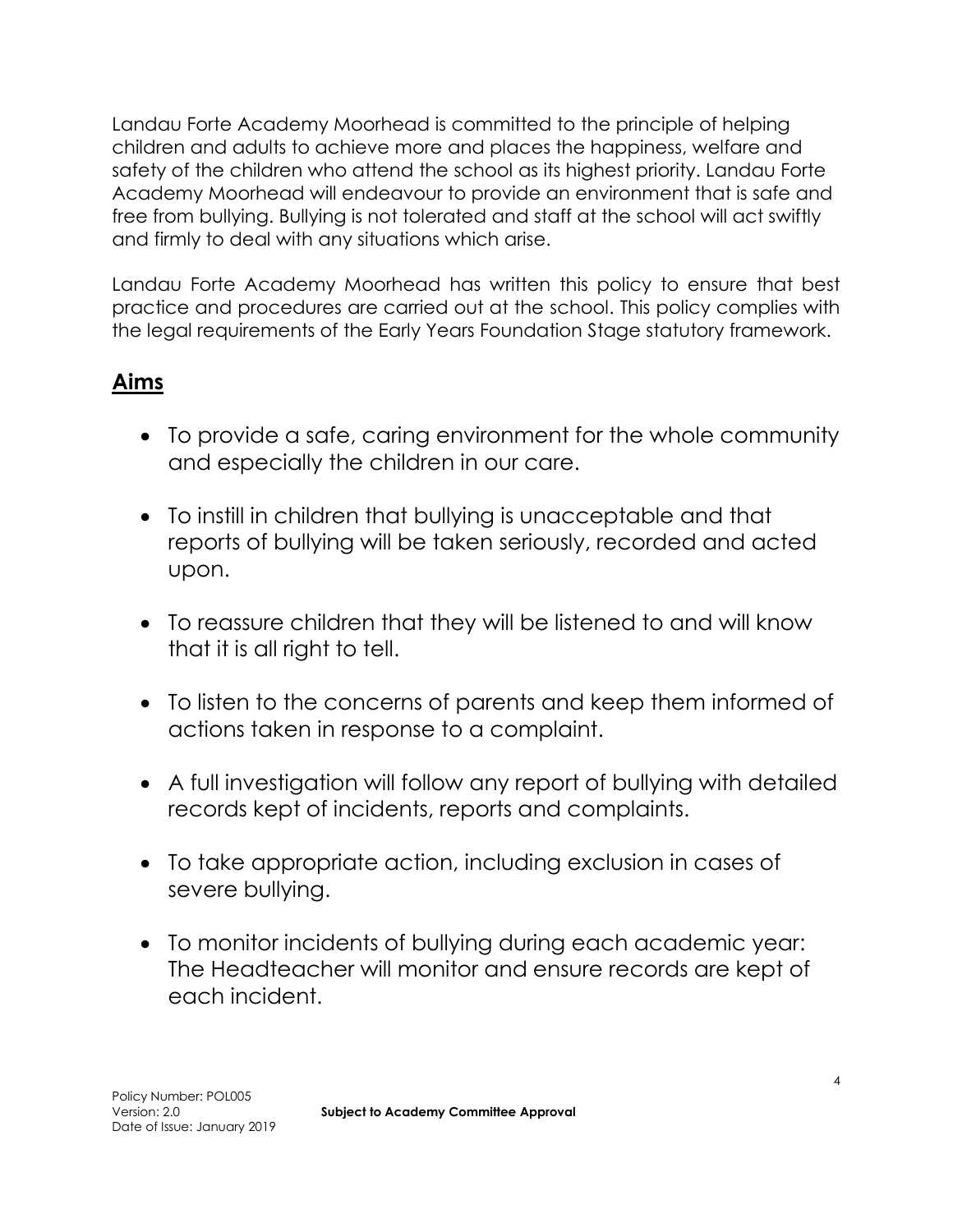Landau Forte Academy Moorhead is committed to the principle of helping children and adults to achieve more and places the happiness, welfare and safety of the children who attend the school as its highest priority. Landau Forte Academy Moorhead will endeavour to provide an environment that is safe and free from bullying. Bullying is not tolerated and staff at the school will act swiftly and firmly to deal with any situations which arise.

Landau Forte Academy Moorhead has written this policy to ensure that best practice and procedures are carried out at the school. This policy complies with the legal requirements of the Early Years Foundation Stage statutory framework.

## Aims

- To provide a safe, caring environment for the whole community and especially the children in our care.
- To instill in children that bullying is unacceptable and that reports of bullying will be taken seriously, recorded and acted upon.
- To reassure children that they will be listened to and will know that it is all right to tell.
- To listen to the concerns of parents and keep them informed of actions taken in response to a complaint.
- A full investigation will follow any report of bullying with detailed records kept of incidents, reports and complaints.
- To take appropriate action, including exclusion in cases of severe bullying.
- To monitor incidents of bullying during each academic year: The Headteacher will monitor and ensure records are kept of each incident.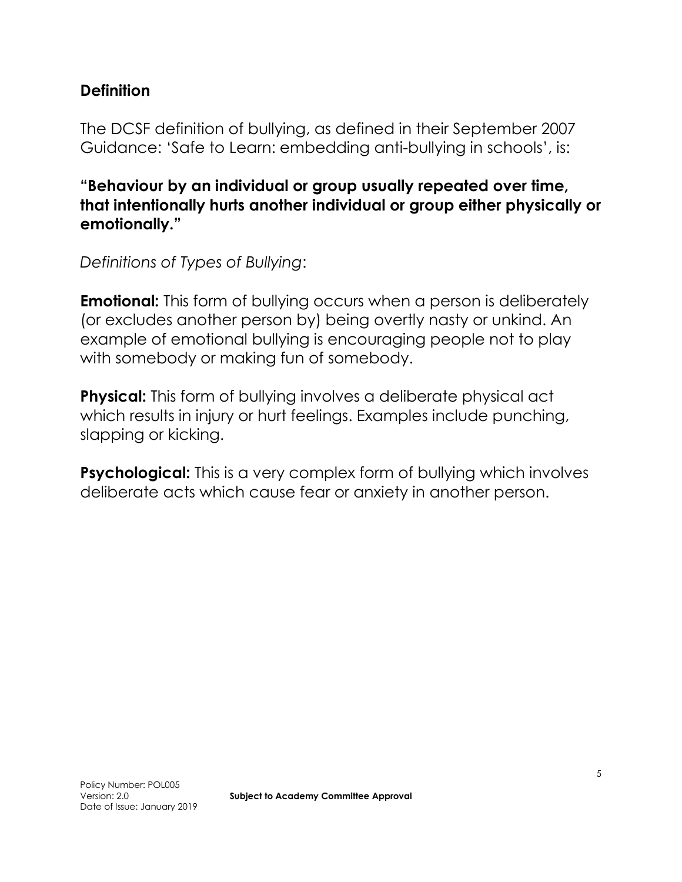## Definition

The DCSF definition of bullying, as defined in their September 2007 Guidance: 'Safe to Learn: embedding anti-bullying in schools', is:

**"Behaviour by an individual or group usually repeated over time, that intentionally hurts another individual or group either physically or emotionally."**

*Definitions of Types of Bullying*:

**Emotional:** This form of bullying occurs when a person is deliberately (or excludes another person by) being overtly nasty or unkind. An example of emotional bullying is encouraging people not to play with somebody or making fun of somebody.

**Physical:** This form of bullying involves a deliberate physical act which results in injury or hurt feelings. Examples include punching, slapping or kicking.

**Psychological:** This is a very complex form of bullying which involves deliberate acts which cause fear or anxiety in another person.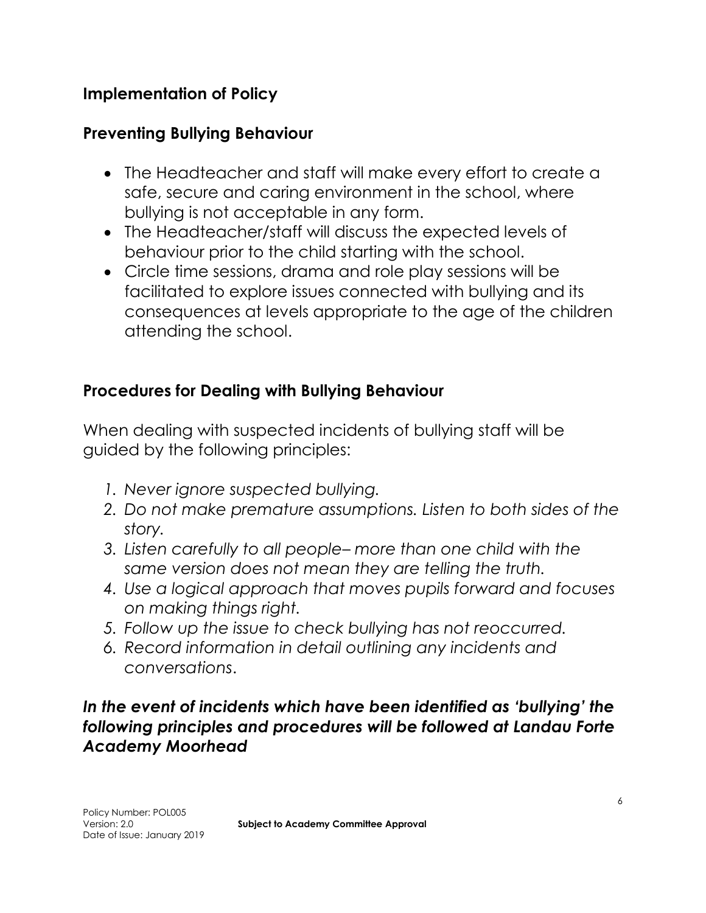## Implementation of Policy

## Preventing Bullying Behaviour

- The Headteacher and staff will make every effort to create a safe, secure and caring environment in the school, where bullying is not acceptable in any form.
- The Headteacher/staff will discuss the expected levels of behaviour prior to the child starting with the school.
- Circle time sessions, drama and role play sessions will be facilitated to explore issues connected with bullying and its consequences at levels appropriate to the age of the children attending the school.

## Procedures for Dealing with Bullying Behaviour

When dealing with suspected incidents of bullying staff will be guided by the following principles:

1. *Never ignore suspected bullying.*
2. *Do not make premature assumptions. Listen to both sides of the story.*
3. *Listen carefully to all people– more than one child with the same version does not mean they are telling the truth.*
4. *Use a logical approach that moves pupils forward and focuses on making things right.*
5. *Follow up the issue to check bullying has not reoccurred.*
6. *Record information in detail outlining any incidents and conversations.*

***In the event of incidents which have been identified as 'bullying' the following principles and procedures will be followed at Landau Forte Academy Moorhead***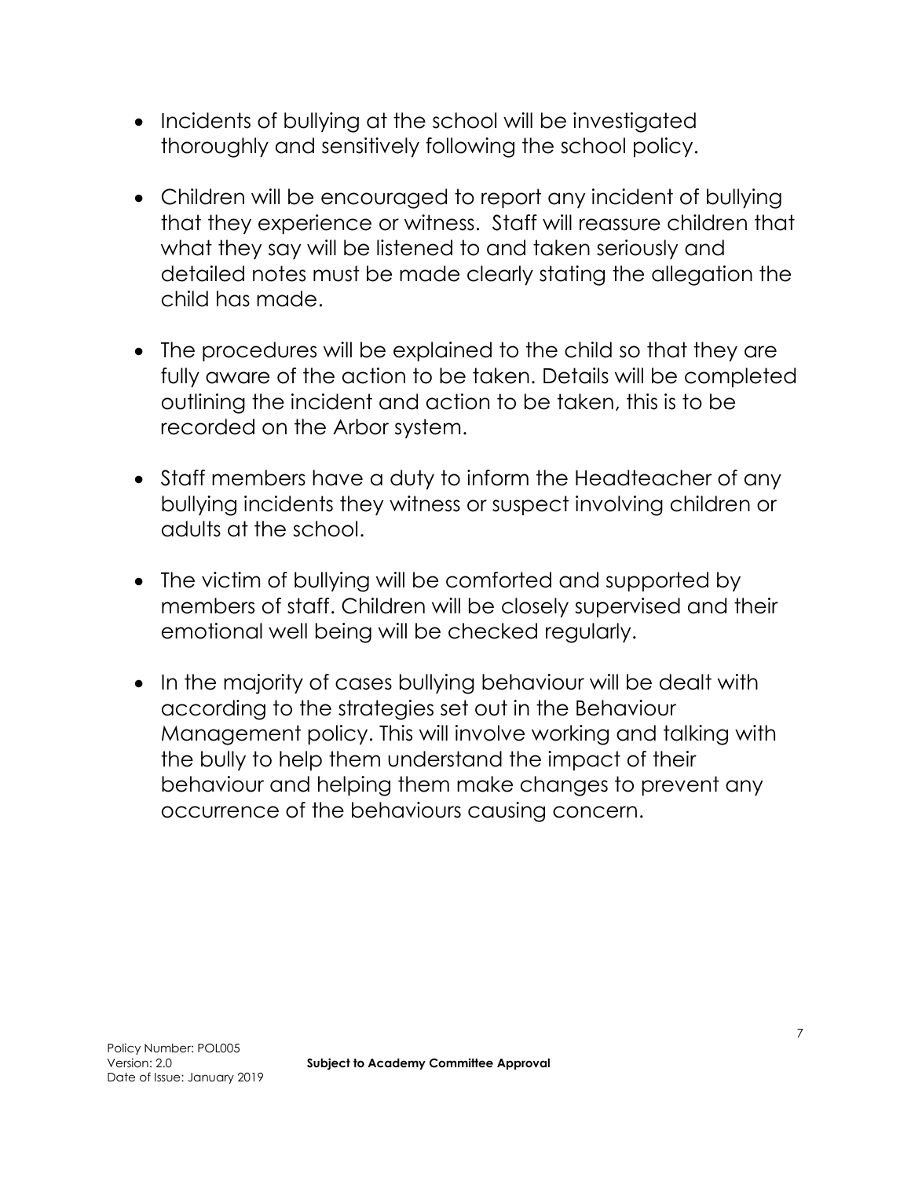- Incidents of bullying at the school will be investigated thoroughly and sensitively following the school policy.

- Children will be encouraged to report any incident of bullying that they experience or witness. Staff will reassure children that what they say will be listened to and taken seriously and detailed notes must be made clearly stating the allegation the child has made.

- The procedures will be explained to the child so that they are fully aware of the action to be taken. Details will be completed outlining the incident and action to be taken, this is to be recorded on the Arbor system.

- Staff members have a duty to inform the Headteacher of any bullying incidents they witness or suspect involving children or adults at the school.

- The victim of bullying will be comforted and supported by members of staff. Children will be closely supervised and their emotional well being will be checked regularly.

- In the majority of cases bullying behaviour will be dealt with according to the strategies set out in the Behaviour Management policy. This will involve working and talking with the bully to help them understand the impact of their behaviour and helping them make changes to prevent any occurrence of the behaviours causing concern.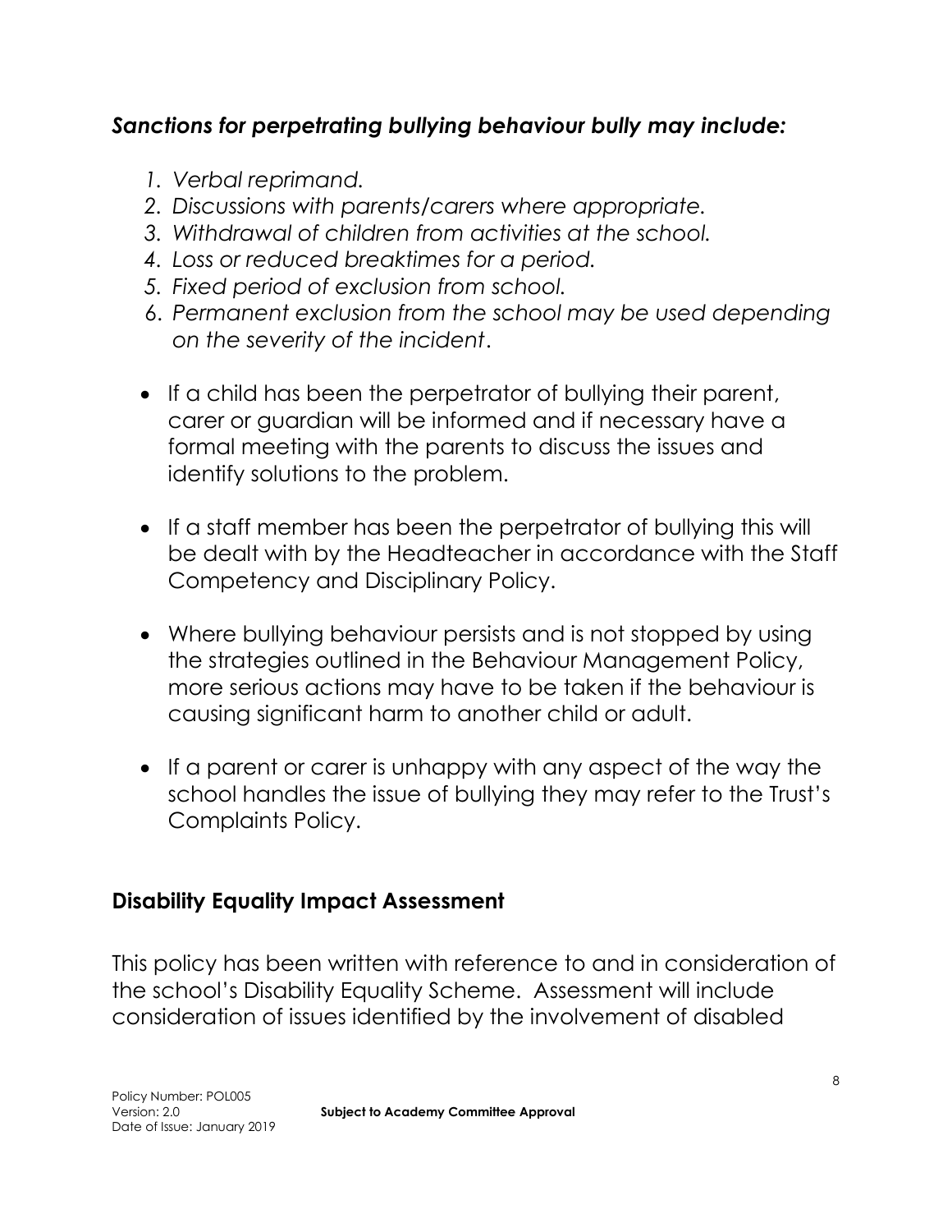### *Sanctions for perpetrating bullying behaviour bully may include:*

1. *Verbal reprimand.*
2. *Discussions with parents/carers where appropriate.*
3. *Withdrawal of children from activities at the school.*
4. *Loss or reduced breaktimes for a period.*
5. *Fixed period of exclusion from school.*
6. *Permanent exclusion from the school may be used depending on the severity of the incident*.

- If a child has been the perpetrator of bullying their parent, carer or guardian will be informed and if necessary have a formal meeting with the parents to discuss the issues and identify solutions to the problem.

- If a staff member has been the perpetrator of bullying this will be dealt with by the Headteacher in accordance with the Staff Competency and Disciplinary Policy.

- Where bullying behaviour persists and is not stopped by using the strategies outlined in the Behaviour Management Policy, more serious actions may have to be taken if the behaviour is causing significant harm to another child or adult.

- If a parent or carer is unhappy with any aspect of the way the school handles the issue of bullying they may refer to the Trust's Complaints Policy.

## Disability Equality Impact Assessment

This policy has been written with reference to and in consideration of the school's Disability Equality Scheme. Assessment will include consideration of issues identified by the involvement of disabled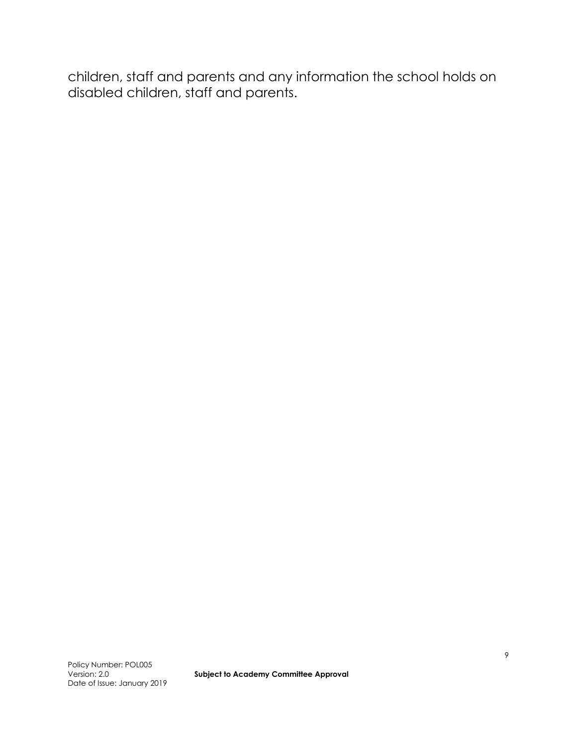children, staff and parents and any information the school holds on disabled children, staff and parents.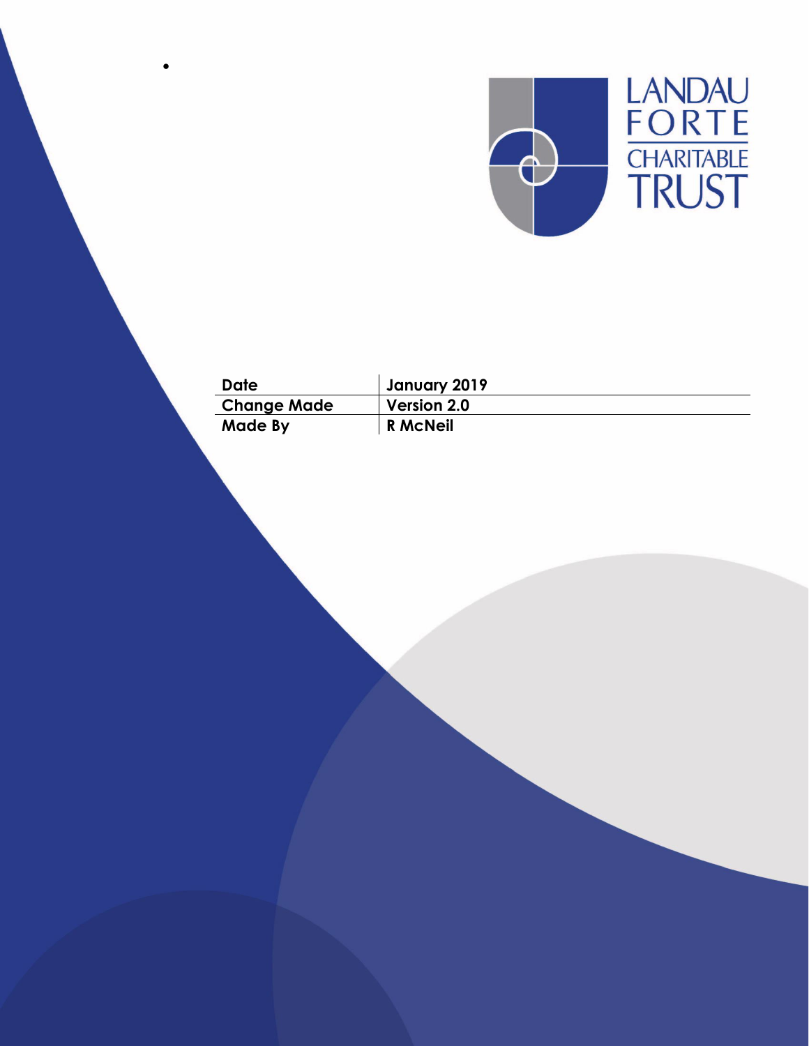LANDAU FORTE CHARITABLE TRUST

| | |
|---|---|
| **Date** | **January 2019** |
| **Change Made** | **Version 2.0** |
| **Made By** | **R McNeil** |